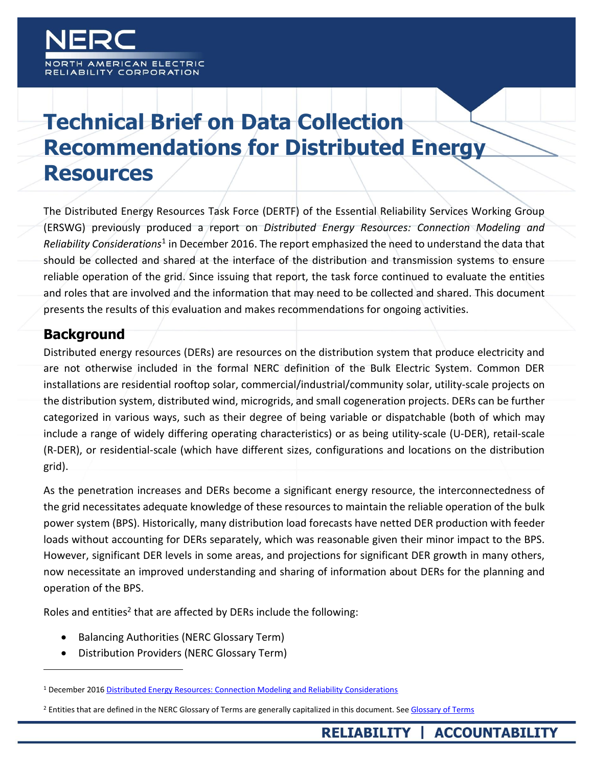# Technical Brief on Data Collection Recommendations for Distributed Energy Resources

The Distributed Energy Resources Task Force (DERTF) of the Essential Reliability Services Working Group (ERSWG) previously produced a report on *Distributed Energy Resources: Connection Modeling and Reliability Considerations*[1] in December 2016. The report emphasized the need to understand the data that should be collected and shared at the interface of the distribution and transmission systems to ensure reliable operation of the grid. Since issuing that report, the task force continued to evaluate the entities and roles that are involved and the information that may need to be collected and shared. This document presents the results of this evaluation and makes recommendations for ongoing activities.

## Background

Distributed energy resources (DERs) are resources on the distribution system that produce electricity and are not otherwise included in the formal NERC definition of the Bulk Electric System. Common DER installations are residential rooftop solar, commercial/industrial/community solar, utility-scale projects on the distribution system, distributed wind, microgrids, and small cogeneration projects. DERs can be further categorized in various ways, such as their degree of being variable or dispatchable (both of which may include a range of widely differing operating characteristics) or as being utility-scale (U-DER), retail-scale (R-DER), or residential-scale (which have different sizes, configurations and locations on the distribution grid).

As the penetration increases and DERs become a significant energy resource, the interconnectedness of the grid necessitates adequate knowledge of these resources to maintain the reliable operation of the bulk power system (BPS). Historically, many distribution load forecasts have netted DER production with feeder loads without accounting for DERs separately, which was reasonable given their minor impact to the BPS. However, significant DER levels in some areas, and projections for significant DER growth in many others, now necessitate an improved understanding and sharing of information about DERs for the planning and operation of the BPS.

Roles and entities[2] that are affected by DERs include the following:

- Balancing Authorities (NERC Glossary Term)
- Distribution Providers (NERC Glossary Term)

---

[1] December 2016 Distributed Energy Resources: Connection Modeling and Reliability Considerations

[2] Entities that are defined in the NERC Glossary of Terms are generally capitalized in this document. See Glossary of Terms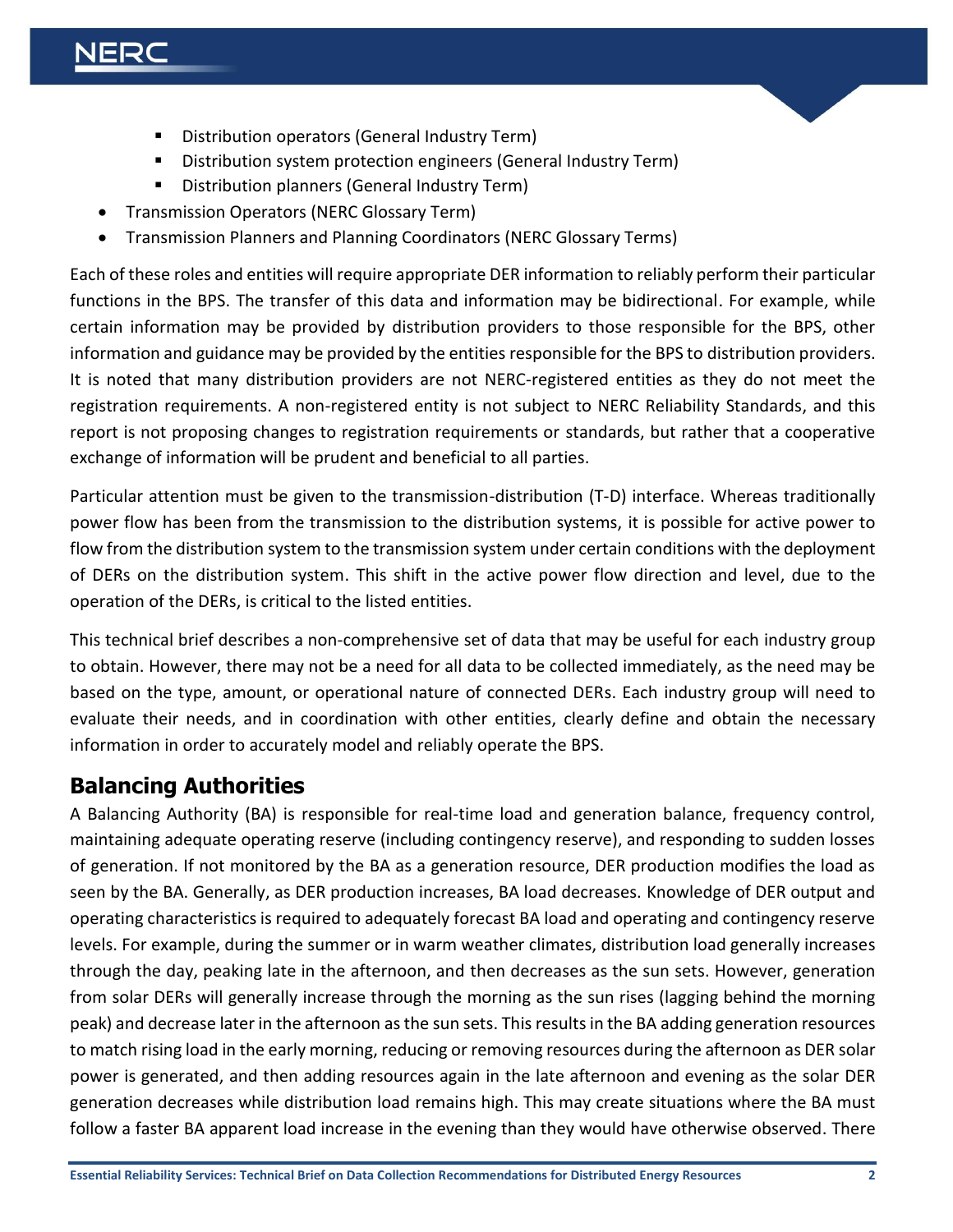- Distribution operators (General Industry Term)
    - Distribution system protection engineers (General Industry Term)
    - Distribution planners (General Industry Term)
- Transmission Operators (NERC Glossary Term)
- Transmission Planners and Planning Coordinators (NERC Glossary Terms)

Each of these roles and entities will require appropriate DER information to reliably perform their particular functions in the BPS. The transfer of this data and information may be bidirectional. For example, while certain information may be provided by distribution providers to those responsible for the BPS, other information and guidance may be provided by the entities responsible for the BPS to distribution providers. It is noted that many distribution providers are not NERC-registered entities as they do not meet the registration requirements. A non-registered entity is not subject to NERC Reliability Standards, and this report is not proposing changes to registration requirements or standards, but rather that a cooperative exchange of information will be prudent and beneficial to all parties.

Particular attention must be given to the transmission-distribution (T-D) interface. Whereas traditionally power flow has been from the transmission to the distribution systems, it is possible for active power to flow from the distribution system to the transmission system under certain conditions with the deployment of DERs on the distribution system. This shift in the active power flow direction and level, due to the operation of the DERs, is critical to the listed entities.

This technical brief describes a non-comprehensive set of data that may be useful for each industry group to obtain. However, there may not be a need for all data to be collected immediately, as the need may be based on the type, amount, or operational nature of connected DERs. Each industry group will need to evaluate their needs, and in coordination with other entities, clearly define and obtain the necessary information in order to accurately model and reliably operate the BPS.

## Balancing Authorities

A Balancing Authority (BA) is responsible for real-time load and generation balance, frequency control, maintaining adequate operating reserve (including contingency reserve), and responding to sudden losses of generation. If not monitored by the BA as a generation resource, DER production modifies the load as seen by the BA. Generally, as DER production increases, BA load decreases. Knowledge of DER output and operating characteristics is required to adequately forecast BA load and operating and contingency reserve levels. For example, during the summer or in warm weather climates, distribution load generally increases through the day, peaking late in the afternoon, and then decreases as the sun sets. However, generation from solar DERs will generally increase through the morning as the sun rises (lagging behind the morning peak) and decrease later in the afternoon as the sun sets. This results in the BA adding generation resources to match rising load in the early morning, reducing or removing resources during the afternoon as DER solar power is generated, and then adding resources again in the late afternoon and evening as the solar DER generation decreases while distribution load remains high. This may create situations where the BA must follow a faster BA apparent load increase in the evening than they would have otherwise observed. There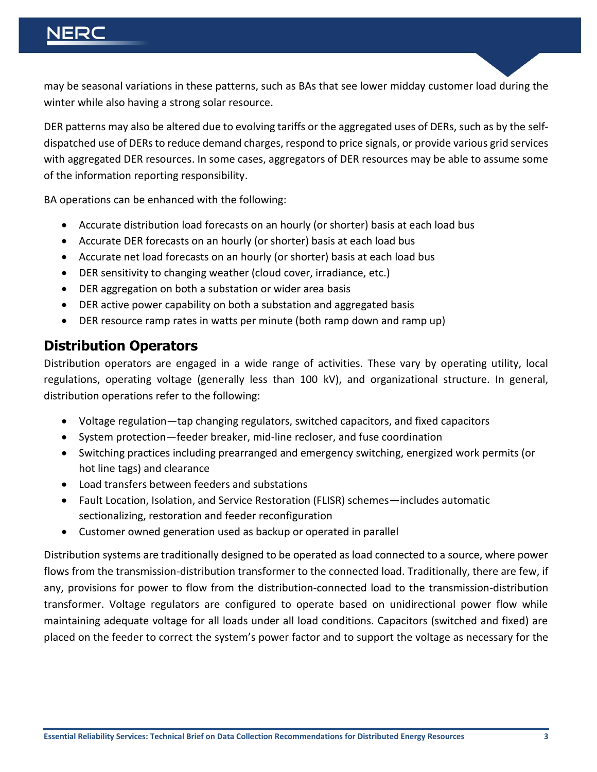may be seasonal variations in these patterns, such as BAs that see lower midday customer load during the winter while also having a strong solar resource.

DER patterns may also be altered due to evolving tariffs or the aggregated uses of DERs, such as by the self-dispatched use of DERs to reduce demand charges, respond to price signals, or provide various grid services with aggregated DER resources. In some cases, aggregators of DER resources may be able to assume some of the information reporting responsibility.

BA operations can be enhanced with the following:

- Accurate distribution load forecasts on an hourly (or shorter) basis at each load bus
- Accurate DER forecasts on an hourly (or shorter) basis at each load bus
- Accurate net load forecasts on an hourly (or shorter) basis at each load bus
- DER sensitivity to changing weather (cloud cover, irradiance, etc.)
- DER aggregation on both a substation or wider area basis
- DER active power capability on both a substation and aggregated basis
- DER resource ramp rates in watts per minute (both ramp down and ramp up)

## Distribution Operators

Distribution operators are engaged in a wide range of activities. These vary by operating utility, local regulations, operating voltage (generally less than 100 kV), and organizational structure. In general, distribution operations refer to the following:

- Voltage regulation—tap changing regulators, switched capacitors, and fixed capacitors
- System protection—feeder breaker, mid-line recloser, and fuse coordination
- Switching practices including prearranged and emergency switching, energized work permits (or hot line tags) and clearance
- Load transfers between feeders and substations
- Fault Location, Isolation, and Service Restoration (FLISR) schemes—includes automatic sectionalizing, restoration and feeder reconfiguration
- Customer owned generation used as backup or operated in parallel

Distribution systems are traditionally designed to be operated as load connected to a source, where power flows from the transmission-distribution transformer to the connected load. Traditionally, there are few, if any, provisions for power to flow from the distribution-connected load to the transmission-distribution transformer. Voltage regulators are configured to operate based on unidirectional power flow while maintaining adequate voltage for all loads under all load conditions. Capacitors (switched and fixed) are placed on the feeder to correct the system's power factor and to support the voltage as necessary for the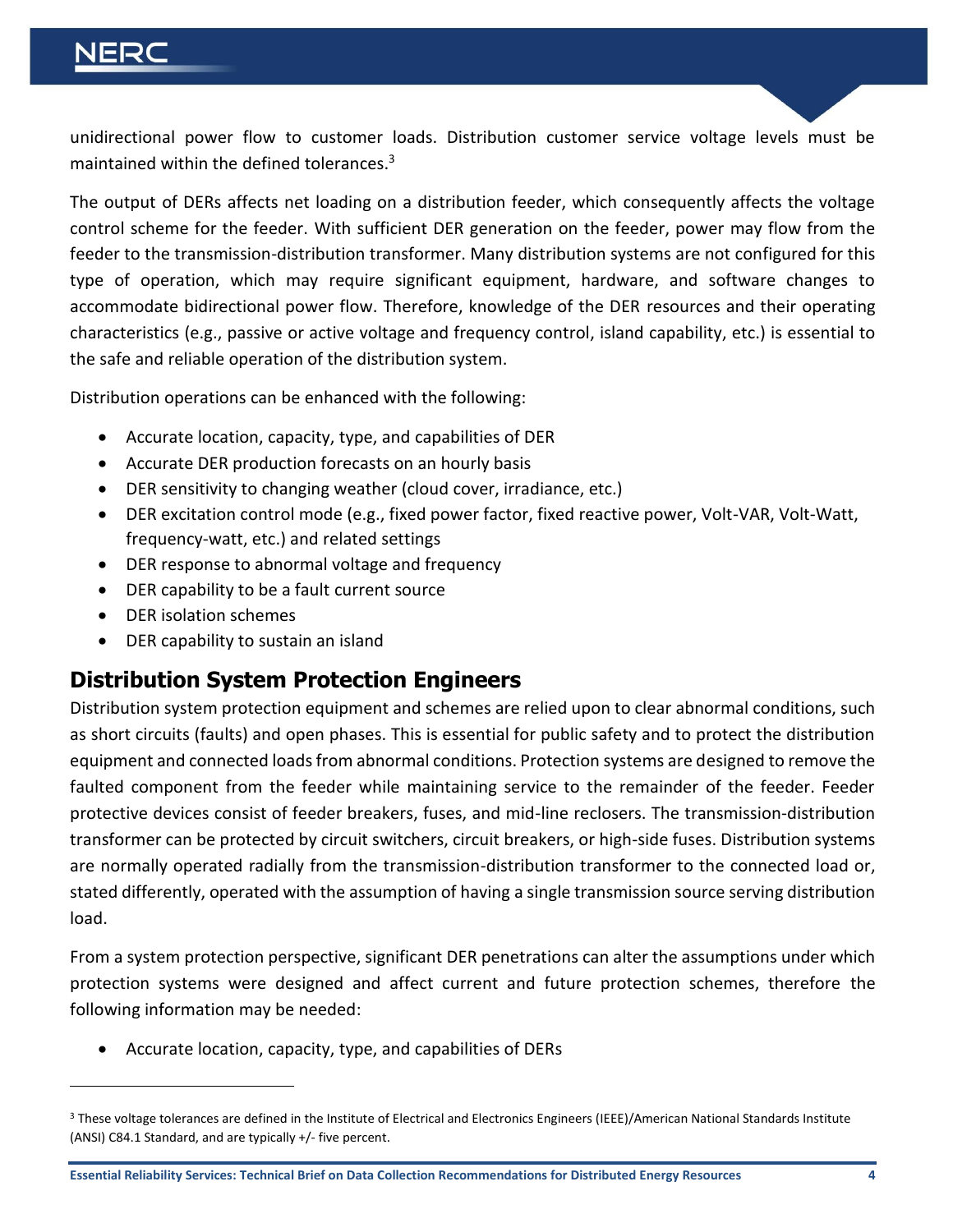unidirectional power flow to customer loads. Distribution customer service voltage levels must be maintained within the defined tolerances.[3]

The output of DERs affects net loading on a distribution feeder, which consequently affects the voltage control scheme for the feeder. With sufficient DER generation on the feeder, power may flow from the feeder to the transmission-distribution transformer. Many distribution systems are not configured for this type of operation, which may require significant equipment, hardware, and software changes to accommodate bidirectional power flow. Therefore, knowledge of the DER resources and their operating characteristics (e.g., passive or active voltage and frequency control, island capability, etc.) is essential to the safe and reliable operation of the distribution system.

Distribution operations can be enhanced with the following:

- Accurate location, capacity, type, and capabilities of DER
- Accurate DER production forecasts on an hourly basis
- DER sensitivity to changing weather (cloud cover, irradiance, etc.)
- DER excitation control mode (e.g., fixed power factor, fixed reactive power, Volt-VAR, Volt-Watt, frequency-watt, etc.) and related settings
- DER response to abnormal voltage and frequency
- DER capability to be a fault current source
- DER isolation schemes
- DER capability to sustain an island

## Distribution System Protection Engineers

Distribution system protection equipment and schemes are relied upon to clear abnormal conditions, such as short circuits (faults) and open phases. This is essential for public safety and to protect the distribution equipment and connected loads from abnormal conditions. Protection systems are designed to remove the faulted component from the feeder while maintaining service to the remainder of the feeder. Feeder protective devices consist of feeder breakers, fuses, and mid-line reclosers. The transmission-distribution transformer can be protected by circuit switchers, circuit breakers, or high-side fuses. Distribution systems are normally operated radially from the transmission-distribution transformer to the connected load or, stated differently, operated with the assumption of having a single transmission source serving distribution load.

From a system protection perspective, significant DER penetrations can alter the assumptions under which protection systems were designed and affect current and future protection schemes, therefore the following information may be needed:

- Accurate location, capacity, type, and capabilities of DERs

[3] These voltage tolerances are defined in the Institute of Electrical and Electronics Engineers (IEEE)/American National Standards Institute (ANSI) C84.1 Standard, and are typically +/- five percent.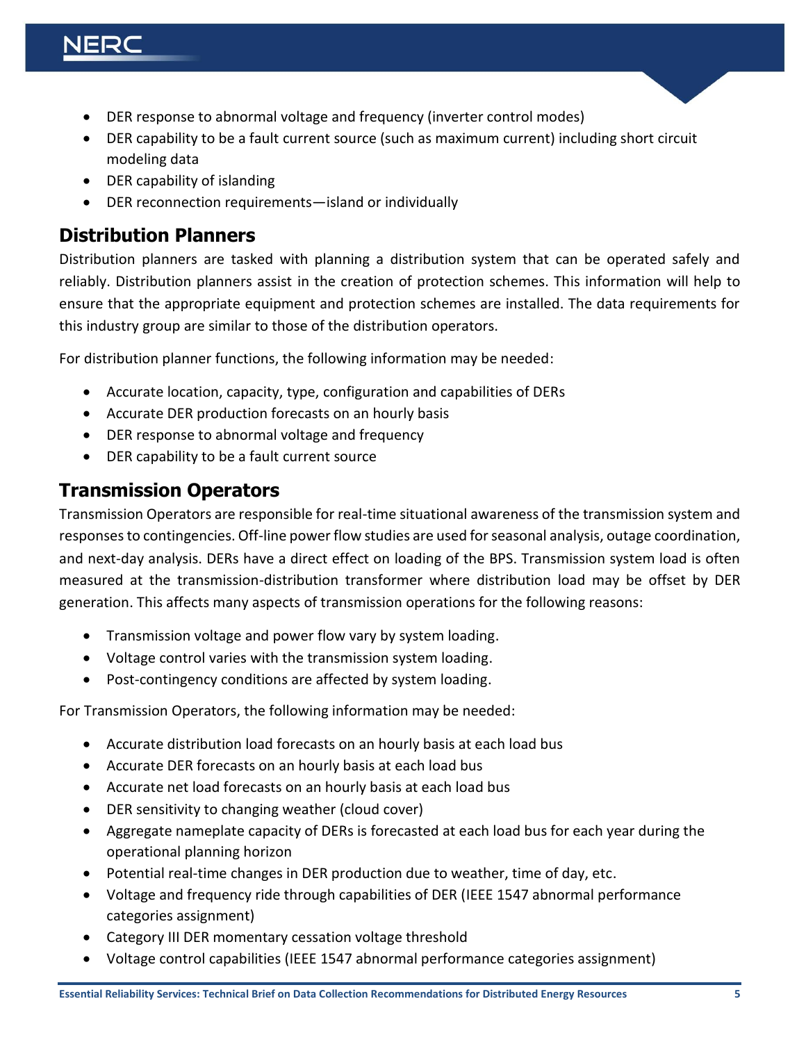- DER response to abnormal voltage and frequency (inverter control modes)
- DER capability to be a fault current source (such as maximum current) including short circuit modeling data
- DER capability of islanding
- DER reconnection requirements—island or individually

## Distribution Planners

Distribution planners are tasked with planning a distribution system that can be operated safely and reliably. Distribution planners assist in the creation of protection schemes. This information will help to ensure that the appropriate equipment and protection schemes are installed. The data requirements for this industry group are similar to those of the distribution operators.

For distribution planner functions, the following information may be needed:

- Accurate location, capacity, type, configuration and capabilities of DERs
- Accurate DER production forecasts on an hourly basis
- DER response to abnormal voltage and frequency
- DER capability to be a fault current source

## Transmission Operators

Transmission Operators are responsible for real-time situational awareness of the transmission system and responses to contingencies. Off-line power flow studies are used for seasonal analysis, outage coordination, and next-day analysis. DERs have a direct effect on loading of the BPS. Transmission system load is often measured at the transmission-distribution transformer where distribution load may be offset by DER generation. This affects many aspects of transmission operations for the following reasons:

- Transmission voltage and power flow vary by system loading.
- Voltage control varies with the transmission system loading.
- Post-contingency conditions are affected by system loading.

For Transmission Operators, the following information may be needed:

- Accurate distribution load forecasts on an hourly basis at each load bus
- Accurate DER forecasts on an hourly basis at each load bus
- Accurate net load forecasts on an hourly basis at each load bus
- DER sensitivity to changing weather (cloud cover)
- Aggregate nameplate capacity of DERs is forecasted at each load bus for each year during the operational planning horizon
- Potential real-time changes in DER production due to weather, time of day, etc.
- Voltage and frequency ride through capabilities of DER (IEEE 1547 abnormal performance categories assignment)
- Category III DER momentary cessation voltage threshold
- Voltage control capabilities (IEEE 1547 abnormal performance categories assignment)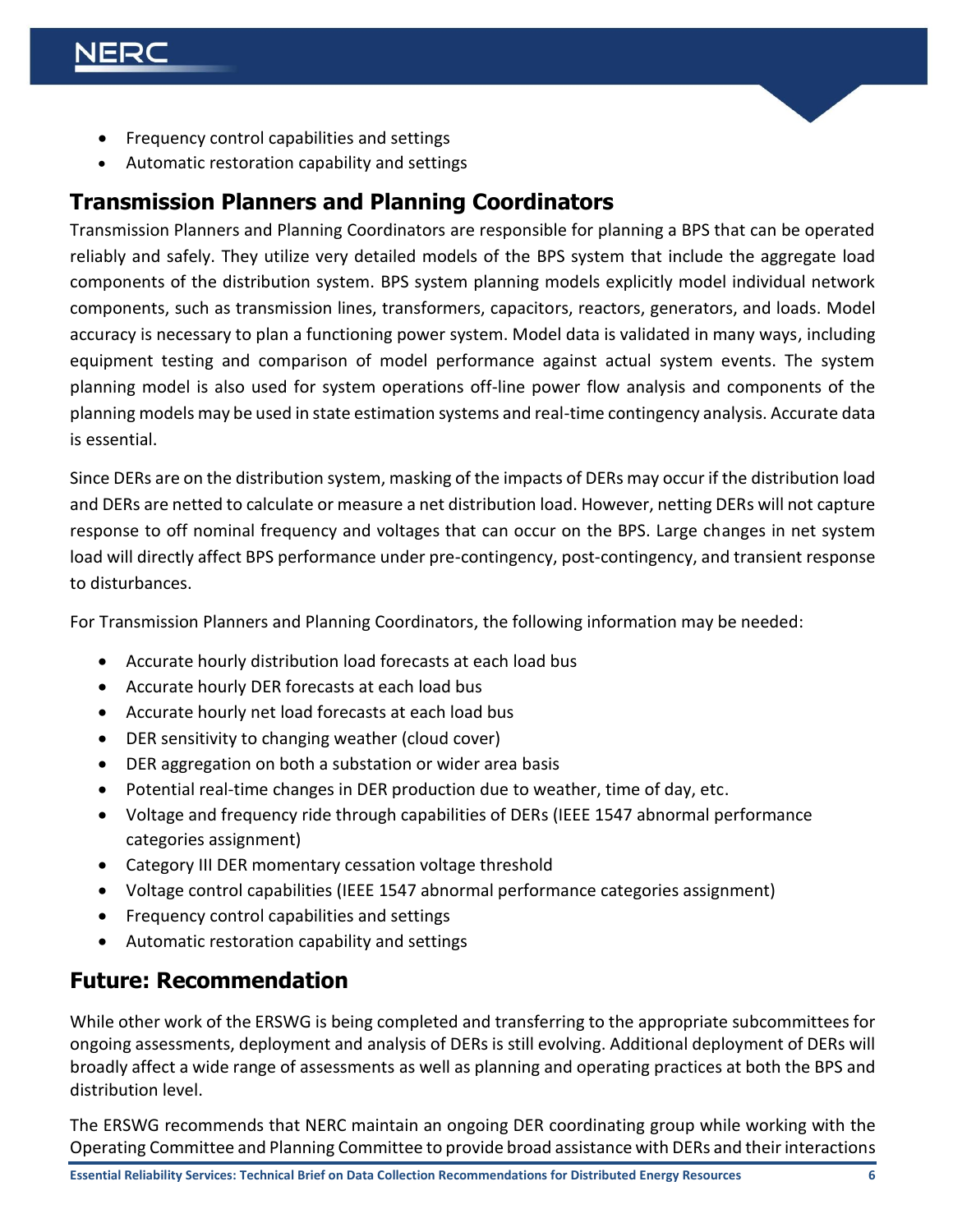- Frequency control capabilities and settings
- Automatic restoration capability and settings

## Transmission Planners and Planning Coordinators

Transmission Planners and Planning Coordinators are responsible for planning a BPS that can be operated reliably and safely. They utilize very detailed models of the BPS system that include the aggregate load components of the distribution system. BPS system planning models explicitly model individual network components, such as transmission lines, transformers, capacitors, reactors, generators, and loads. Model accuracy is necessary to plan a functioning power system. Model data is validated in many ways, including equipment testing and comparison of model performance against actual system events. The system planning model is also used for system operations off-line power flow analysis and components of the planning models may be used in state estimation systems and real-time contingency analysis. Accurate data is essential.

Since DERs are on the distribution system, masking of the impacts of DERs may occur if the distribution load and DERs are netted to calculate or measure a net distribution load. However, netting DERs will not capture response to off nominal frequency and voltages that can occur on the BPS. Large changes in net system load will directly affect BPS performance under pre-contingency, post-contingency, and transient response to disturbances.

For Transmission Planners and Planning Coordinators, the following information may be needed:

- Accurate hourly distribution load forecasts at each load bus
- Accurate hourly DER forecasts at each load bus
- Accurate hourly net load forecasts at each load bus
- DER sensitivity to changing weather (cloud cover)
- DER aggregation on both a substation or wider area basis
- Potential real-time changes in DER production due to weather, time of day, etc.
- Voltage and frequency ride through capabilities of DERs (IEEE 1547 abnormal performance categories assignment)
- Category III DER momentary cessation voltage threshold
- Voltage control capabilities (IEEE 1547 abnormal performance categories assignment)
- Frequency control capabilities and settings
- Automatic restoration capability and settings

## Future: Recommendation

While other work of the ERSWG is being completed and transferring to the appropriate subcommittees for ongoing assessments, deployment and analysis of DERs is still evolving. Additional deployment of DERs will broadly affect a wide range of assessments as well as planning and operating practices at both the BPS and distribution level.

The ERSWG recommends that NERC maintain an ongoing DER coordinating group while working with the Operating Committee and Planning Committee to provide broad assistance with DERs and their interactions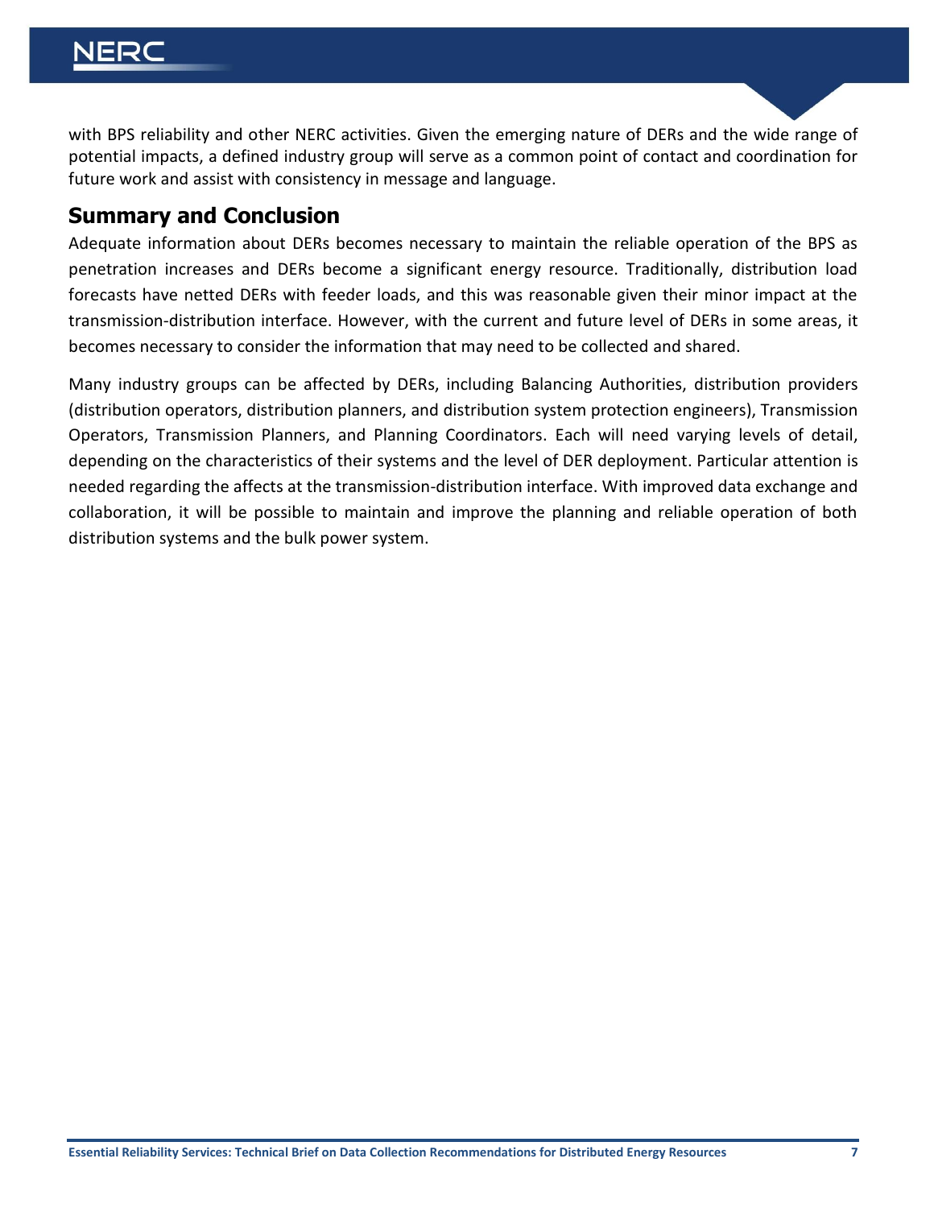with BPS reliability and other NERC activities. Given the emerging nature of DERs and the wide range of potential impacts, a defined industry group will serve as a common point of contact and coordination for future work and assist with consistency in message and language.

## Summary and Conclusion

Adequate information about DERs becomes necessary to maintain the reliable operation of the BPS as penetration increases and DERs become a significant energy resource. Traditionally, distribution load forecasts have netted DERs with feeder loads, and this was reasonable given their minor impact at the transmission-distribution interface. However, with the current and future level of DERs in some areas, it becomes necessary to consider the information that may need to be collected and shared.

Many industry groups can be affected by DERs, including Balancing Authorities, distribution providers (distribution operators, distribution planners, and distribution system protection engineers), Transmission Operators, Transmission Planners, and Planning Coordinators. Each will need varying levels of detail, depending on the characteristics of their systems and the level of DER deployment. Particular attention is needed regarding the affects at the transmission-distribution interface. With improved data exchange and collaboration, it will be possible to maintain and improve the planning and reliable operation of both distribution systems and the bulk power system.